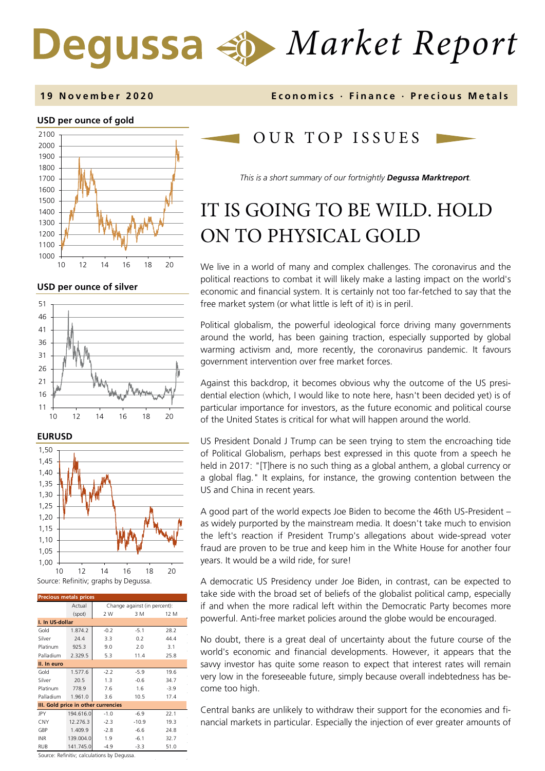# Degussa Market Report

**19 November 2020** — **Economics · Finance · Precious Metals**

**USD per ounce of gold**

**USD per ounce of silver**

**EURUSD**

Source: Refinitiv; graphs by Degussa.

| Precious metals prices | Actual (spot) | Change against (in percent): 2 W | 3 M | 12 M |
|---|---|---|---|---|
| **I. In US-dollar** | | | | |
| Gold | 1.874.2 | -0.2 | -5.1 | 28.2 |
| Silver | 24.4 | 3.3 | 0.2 | 44.4 |
| Platinum | 925.3 | 9.0 | 2.0 | 3.1 |
| Palladium | 2.329.5 | 5.3 | 11.4 | 25.8 |
| **II. In euro** | | | | |
| Gold | 1.577.6 | -2.2 | -5.9 | 19.6 |
| Silver | 20.5 | 1.3 | -0.6 | 34.7 |
| Platinum | 778.9 | 7.6 | 1.6 | -3.9 |
| Palladium | 1.961.0 | 3.6 | 10.5 | 17.4 |
| **III. Gold price in other currencies** | | | | |
| JPY | 194.616.0 | -1.0 | -6.9 | 22.1 |
| CNY | 12.276.3 | -2.3 | -10.9 | 19.3 |
| GBP | 1.409.9 | -2.8 | -6.6 | 24.8 |
| INR | 139.004.0 | 1.9 | -6.1 | 32.7 |
| RUB | 141.745.0 | -4.9 | -3.3 | 51.0 |

Source: Refinitiv; calculations by Degussa.

## OUR TOP ISSUES

*This is a short summary of our fortnightly **Degussa Marktreport**.*

# IT IS GOING TO BE WILD. HOLD ON TO PHYSICAL GOLD

We live in a world of many and complex challenges. The coronavirus and the political reactions to combat it will likely make a lasting impact on the world's economic and financial system. It is certainly not too far-fetched to say that the free market system (or what little is left of it) is in peril.

Political globalism, the powerful ideological force driving many governments around the world, has been gaining traction, especially supported by global warming activism and, more recently, the coronavirus pandemic. It favours government intervention over free market forces.

Against this backdrop, it becomes obvious why the outcome of the US presidential election (which, I would like to note here, hasn't been decided yet) is of particular importance for investors, as the future economic and political course of the United States is critical for what will happen around the world.

US President Donald J Trump can be seen trying to stem the encroaching tide of Political Globalism, perhaps best expressed in this quote from a speech he held in 2017: "[T]here is no such thing as a global anthem, a global currency or a global flag." It explains, for instance, the growing contention between the US and China in recent years.

A good part of the world expects Joe Biden to become the 46th US-President – as widely purported by the mainstream media. It doesn't take much to envision the left's reaction if President Trump's allegations about wide-spread voter fraud are proven to be true and keep him in the White House for another four years. It would be a wild ride, for sure!

A democratic US Presidency under Joe Biden, in contrast, can be expected to take side with the broad set of beliefs of the globalist political camp, especially if and when the more radical left within the Democratic Party becomes more powerful. Anti-free market policies around the globe would be encouraged.

No doubt, there is a great deal of uncertainty about the future course of the world's economic and financial developments. However, it appears that the savvy investor has quite some reason to expect that interest rates will remain very low in the foreseeable future, simply because overall indebtedness has become too high.

Central banks are unlikely to withdraw their support for the economies and financial markets in particular. Especially the injection of ever greater amounts of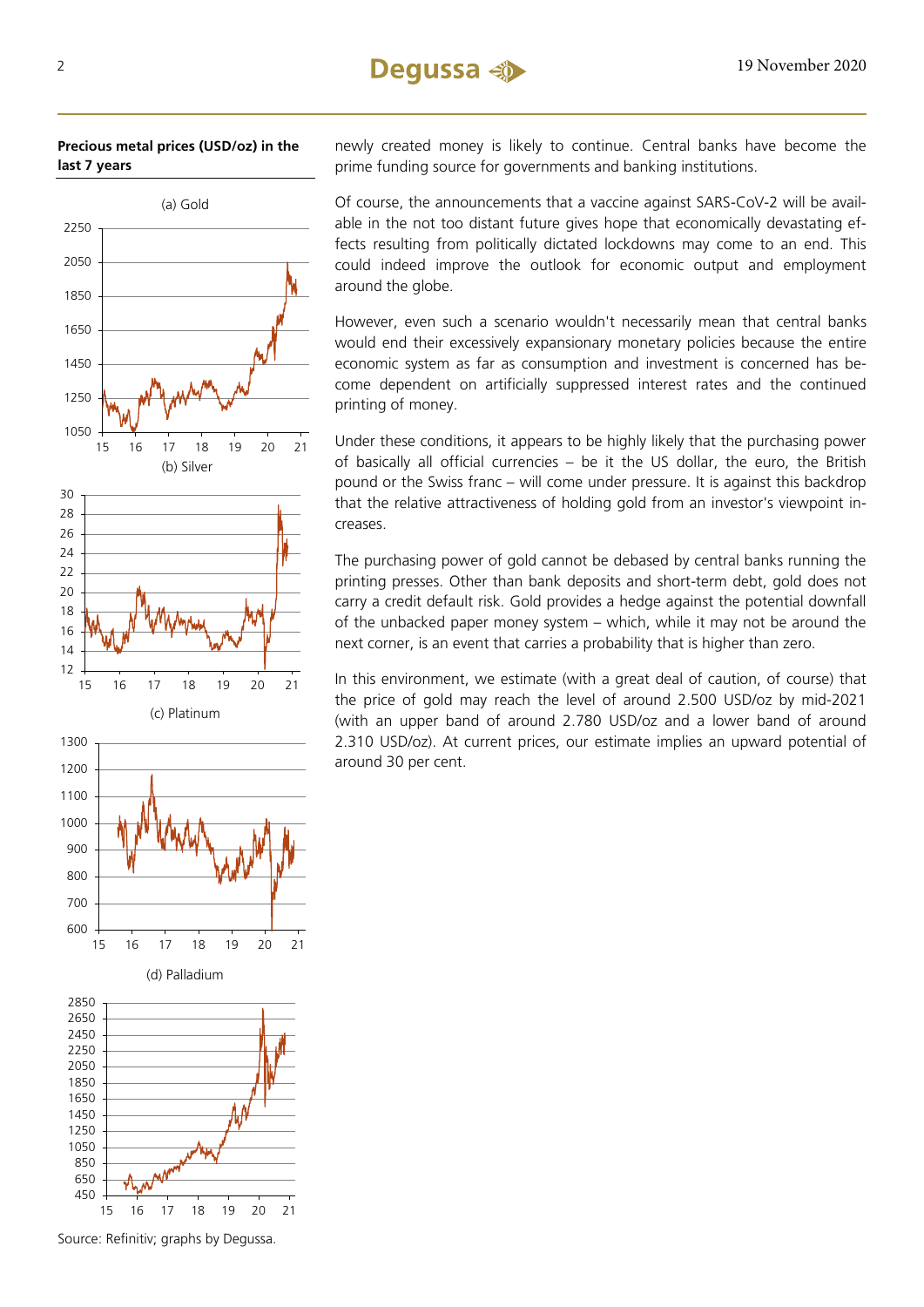**Precious metal prices (USD/oz) in the last 7 years**

(a) Gold

(b) Silver

(c) Platinum

(d) Palladium

Source: Refinitiv; graphs by Degussa.

newly created money is likely to continue. Central banks have become the prime funding source for governments and banking institutions.

Of course, the announcements that a vaccine against SARS-CoV-2 will be available in the not too distant future gives hope that economically devastating effects resulting from politically dictated lockdowns may come to an end. This could indeed improve the outlook for economic output and employment around the globe.

However, even such a scenario wouldn't necessarily mean that central banks would end their excessively expansionary monetary policies because the entire economic system as far as consumption and investment is concerned has become dependent on artificially suppressed interest rates and the continued printing of money.

Under these conditions, it appears to be highly likely that the purchasing power of basically all official currencies – be it the US dollar, the euro, the British pound or the Swiss franc – will come under pressure. It is against this backdrop that the relative attractiveness of holding gold from an investor's viewpoint increases.

The purchasing power of gold cannot be debased by central banks running the printing presses. Other than bank deposits and short-term debt, gold does not carry a credit default risk. Gold provides a hedge against the potential downfall of the unbacked paper money system – which, while it may not be around the next corner, is an event that carries a probability that is higher than zero.

In this environment, we estimate (with a great deal of caution, of course) that the price of gold may reach the level of around 2.500 USD/oz by mid-2021 (with an upper band of around 2.780 USD/oz and a lower band of around 2.310 USD/oz). At current prices, our estimate implies an upward potential of around 30 per cent.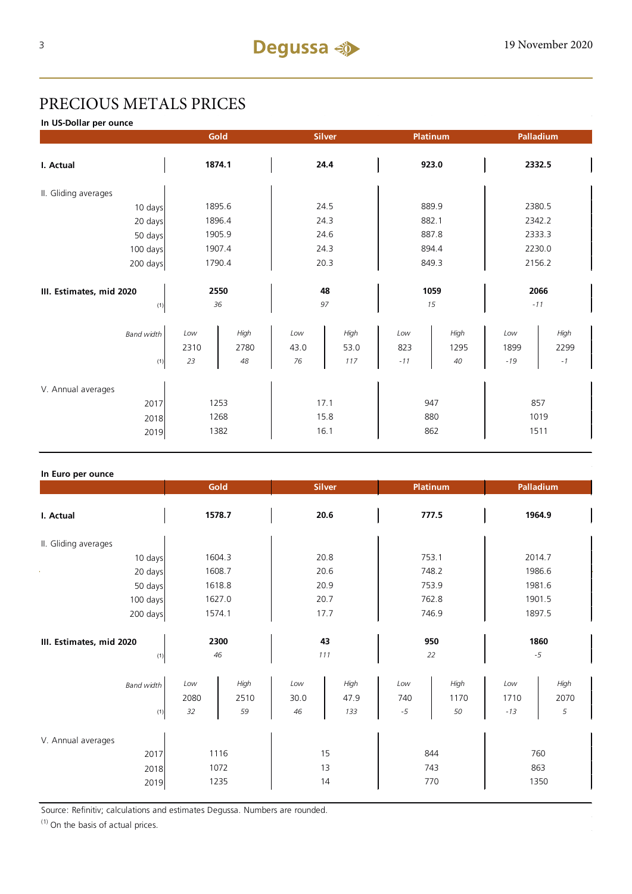# PRECIOUS METALS PRICES

**In US-Dollar per ounce**

| | Gold | | Silver | | Platinum | | Palladium | |
|---|---|---|---|---|---|---|---|---|
| **I. Actual** | **1874.1** | | **24.4** | | **923.0** | | **2332.5** | |
| II. Gliding averages | | | | | | | | |
| 10 days | 1895.6 | | 24.5 | | 889.9 | | 2380.5 | |
| 20 days | 1896.4 | | 24.3 | | 882.1 | | 2342.2 | |
| 50 days | 1905.9 | | 24.6 | | 887.8 | | 2333.3 | |
| 100 days | 1907.4 | | 24.3 | | 894.4 | | 2230.0 | |
| 200 days | 1790.4 | | 20.3 | | 849.3 | | 2156.2 | |
| **III. Estimates, mid 2020** | **2550** | | **48** | | **1059** | | **2066** | |
| (1) | *36* | | *97* | | *15* | | *-11* | |
| *Band width* | *Low* | *High* | *Low* | *High* | *Low* | *High* | *Low* | *High* |
| | 2310 | 2780 | 43.0 | 53.0 | 823 | 1295 | 1899 | 2299 |
| (1) | *23* | *48* | *76* | *117* | *-11* | *40* | *-19* | *-1* |
| V. Annual averages | | | | | | | | |
| 2017 | 1253 | | 17.1 | | 947 | | 857 | |
| 2018 | 1268 | | 15.8 | | 880 | | 1019 | |
| 2019 | 1382 | | 16.1 | | 862 | | 1511 | |

**In Euro per ounce**

| | Gold | | Silver | | Platinum | | Palladium | |
|---|---|---|---|---|---|---|---|---|
| **I. Actual** | **1578.7** | | **20.6** | | **777.5** | | **1964.9** | |
| II. Gliding averages | | | | | | | | |
| 10 days | 1604.3 | | 20.8 | | 753.1 | | 2014.7 | |
| 20 days | 1608.7 | | 20.6 | | 748.2 | | 1986.6 | |
| 50 days | 1618.8 | | 20.9 | | 753.9 | | 1981.6 | |
| 100 days | 1627.0 | | 20.7 | | 762.8 | | 1901.5 | |
| 200 days | 1574.1 | | 17.7 | | 746.9 | | 1897.5 | |
| **III. Estimates, mid 2020** | **2300** | | **43** | | **950** | | **1860** | |
| (1) | *46* | | *111* | | *22* | | *-5* | |
| *Band width* | *Low* | *High* | *Low* | *High* | *Low* | *High* | *Low* | *High* |
| | 2080 | 2510 | 30.0 | 47.9 | 740 | 1170 | 1710 | 2070 |
| (1) | *32* | *59* | *46* | *133* | *-5* | *50* | *-13* | *5* |
| V. Annual averages | | | | | | | | |
| 2017 | 1116 | | 15 | | 844 | | 760 | |
| 2018 | 1072 | | 13 | | 743 | | 863 | |
| 2019 | 1235 | | 14 | | 770 | | 1350 | |

Source: Refinitiv; calculations and estimates Degussa. Numbers are rounded.

(1) On the basis of actual prices.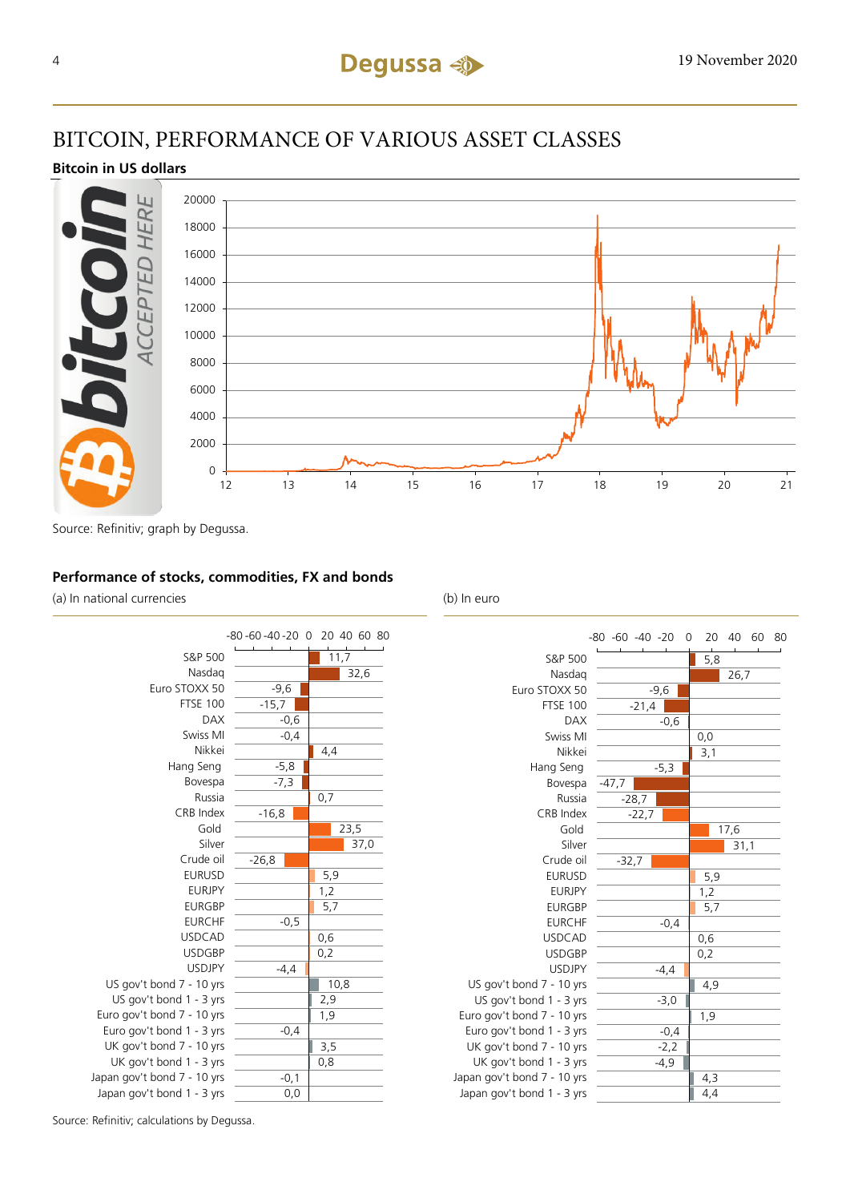# BITCOIN, PERFORMANCE OF VARIOUS ASSET CLASSES

### Bitcoin in US dollars

Source: Refinitiv; graph by Degussa.

### Performance of stocks, commodities, FX and bonds

| | (a) In national currencies | (b) In euro |
|---|---|---|
| S&P 500 | 11,7 | 5,8 |
| Nasdaq | 32,6 | 26,7 |
| Euro STOXX 50 | -9,6 | -9,6 |
| FTSE 100 | -15,7 | -21,4 |
| DAX | -0,6 | -0,6 |
| Swiss MI | -0,4 | 0,0 |
| Nikkei | 4,4 | 3,1 |
| Hang Seng | -5,8 | -5,3 |
| Bovespa | -7,3 | -47,7 |
| Russia | 0,7 | -28,7 |
| CRB Index | -16,8 | -22,7 |
| Gold | 23,5 | 17,6 |
| Silver | 37,0 | 31,1 |
| Crude oil | -26,8 | -32,7 |
| EURUSD | 5,9 | 5,9 |
| EURJPY | 1,2 | 1,2 |
| EURGBP | 5,7 | 5,7 |
| EURCHF | -0,5 | -0,4 |
| USDCAD | 0,6 | 0,6 |
| USDGBP | 0,2 | 0,2 |
| USDJPY | -4,4 | -4,4 |
| US gov't bond 7 - 10 yrs | 10,8 | 4,9 |
| US gov't bond 1 - 3 yrs | 2,9 | -3,0 |
| Euro gov't bond 7 - 10 yrs | 1,9 | 1,9 |
| Euro gov't bond 1 - 3 yrs | -0,4 | -0,4 |
| UK gov't bond 7 - 10 yrs | 3,5 | -2,2 |
| UK gov't bond 1 - 3 yrs | 0,8 | -4,9 |
| Japan gov't bond 7 - 10 yrs | -0,1 | 4,3 |
| Japan gov't bond 1 - 3 yrs | 0,0 | 4,4 |

Source: Refinitiv; calculations by Degussa.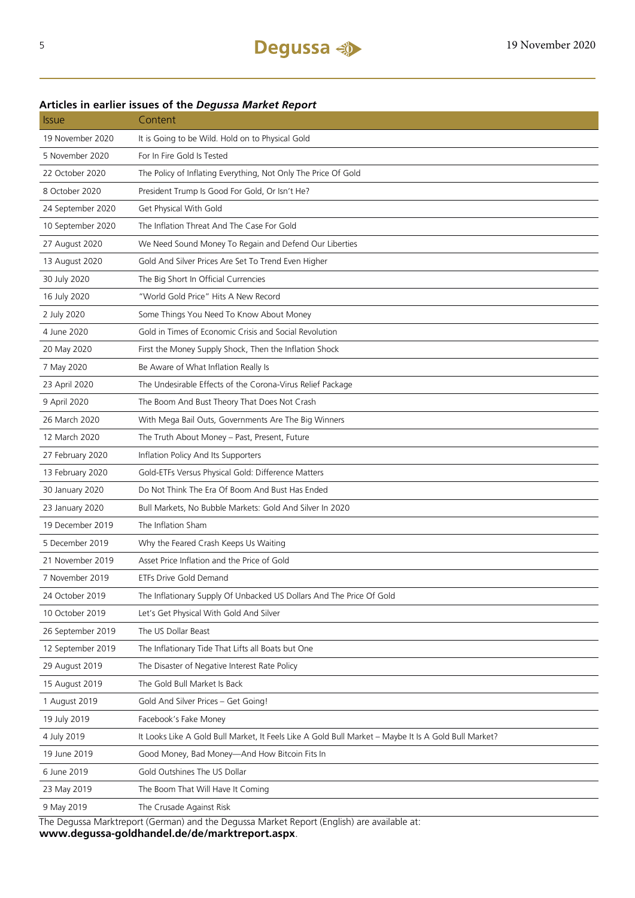### Articles in earlier issues of the *Degussa Market Report*

| Issue | Content |
|---|---|
| 19 November 2020 | It is Going to be Wild. Hold on to Physical Gold |
| 5 November 2020 | For In Fire Gold Is Tested |
| 22 October 2020 | The Policy of Inflating Everything, Not Only The Price Of Gold |
| 8 October 2020 | President Trump Is Good For Gold, Or Isn't He? |
| 24 September 2020 | Get Physical With Gold |
| 10 September 2020 | The Inflation Threat And The Case For Gold |
| 27 August 2020 | We Need Sound Money To Regain and Defend Our Liberties |
| 13 August 2020 | Gold And Silver Prices Are Set To Trend Even Higher |
| 30 July 2020 | The Big Short In Official Currencies |
| 16 July 2020 | "World Gold Price" Hits A New Record |
| 2 July 2020 | Some Things You Need To Know About Money |
| 4 June 2020 | Gold in Times of Economic Crisis and Social Revolution |
| 20 May 2020 | First the Money Supply Shock, Then the Inflation Shock |
| 7 May 2020 | Be Aware of What Inflation Really Is |
| 23 April 2020 | The Undesirable Effects of the Corona-Virus Relief Package |
| 9 April 2020 | The Boom And Bust Theory That Does Not Crash |
| 26 March 2020 | With Mega Bail Outs, Governments Are The Big Winners |
| 12 March 2020 | The Truth About Money – Past, Present, Future |
| 27 February 2020 | Inflation Policy And Its Supporters |
| 13 February 2020 | Gold-ETFs Versus Physical Gold: Difference Matters |
| 30 January 2020 | Do Not Think The Era Of Boom And Bust Has Ended |
| 23 January 2020 | Bull Markets, No Bubble Markets: Gold And Silver In 2020 |
| 19 December 2019 | The Inflation Sham |
| 5 December 2019 | Why the Feared Crash Keeps Us Waiting |
| 21 November 2019 | Asset Price Inflation and the Price of Gold |
| 7 November 2019 | ETFs Drive Gold Demand |
| 24 October 2019 | The Inflationary Supply Of Unbacked US Dollars And The Price Of Gold |
| 10 October 2019 | Let's Get Physical With Gold And Silver |
| 26 September 2019 | The US Dollar Beast |
| 12 September 2019 | The Inflationary Tide That Lifts all Boats but One |
| 29 August 2019 | The Disaster of Negative Interest Rate Policy |
| 15 August 2019 | The Gold Bull Market Is Back |
| 1 August 2019 | Gold And Silver Prices – Get Going! |
| 19 July 2019 | Facebook's Fake Money |
| 4 July 2019 | It Looks Like A Gold Bull Market, It Feels Like A Gold Bull Market – Maybe It Is A Gold Bull Market? |
| 19 June 2019 | Good Money, Bad Money—And How Bitcoin Fits In |
| 6 June 2019 | Gold Outshines The US Dollar |
| 23 May 2019 | The Boom That Will Have It Coming |
| 9 May 2019 | The Crusade Against Risk |

The Degussa Marktreport (German) and the Degussa Market Report (English) are available at:
**www.degussa-goldhandel.de/de/marktreport.aspx**.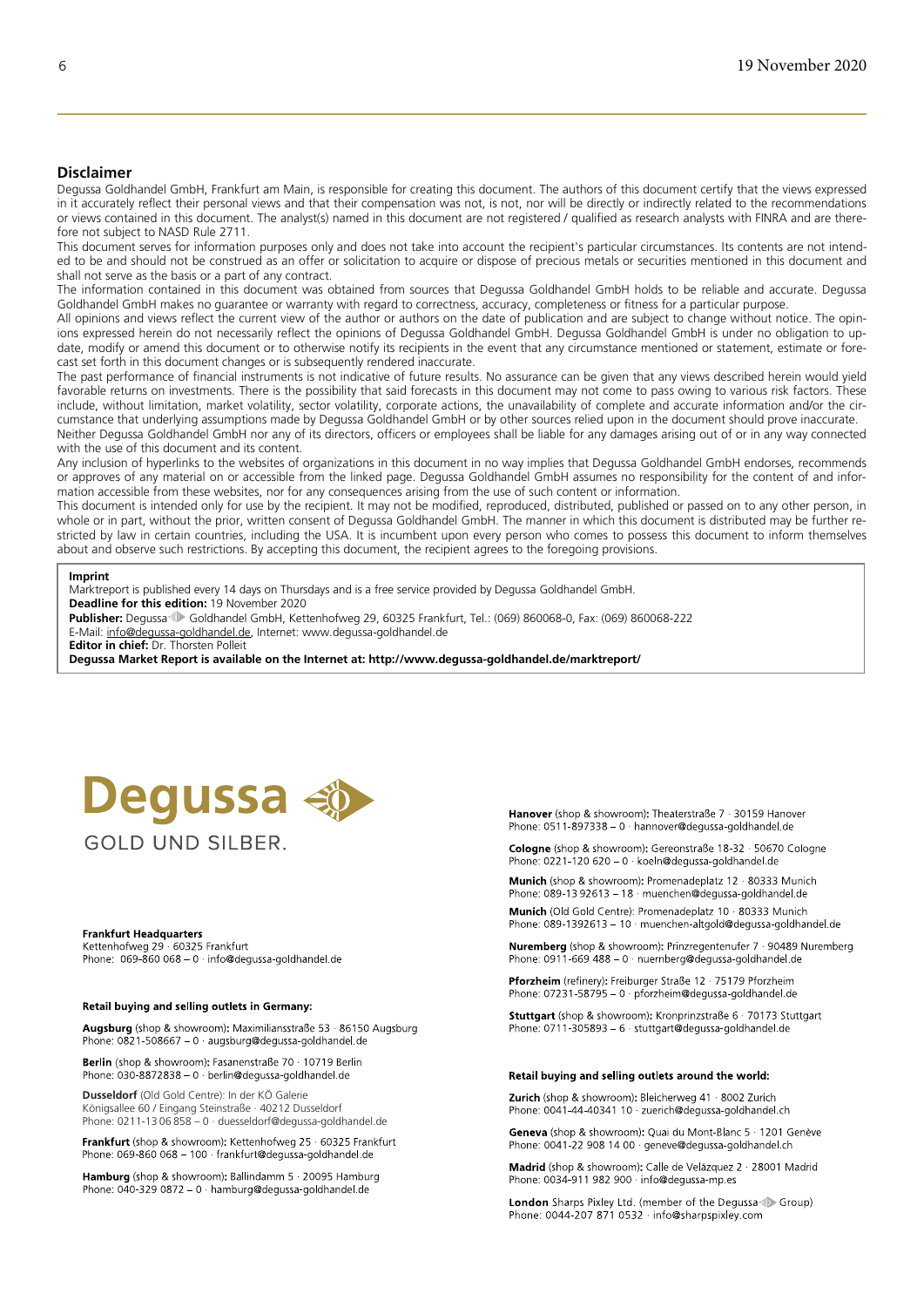## Disclaimer

Degussa Goldhandel GmbH, Frankfurt am Main, is responsible for creating this document. The authors of this document certify that the views expressed in it accurately reflect their personal views and that their compensation was not, is not, nor will be directly or indirectly related to the recommendations or views contained in this document. The analyst(s) named in this document are not registered / qualified as research analysts with FINRA and are therefore not subject to NASD Rule 2711.

This document serves for information purposes only and does not take into account the recipient's particular circumstances. Its contents are not intended to be and should not be construed as an offer or solicitation to acquire or dispose of precious metals or securities mentioned in this document and shall not serve as the basis or a part of any contract.

The information contained in this document was obtained from sources that Degussa Goldhandel GmbH holds to be reliable and accurate. Degussa Goldhandel GmbH makes no guarantee or warranty with regard to correctness, accuracy, completeness or fitness for a particular purpose.

All opinions and views reflect the current view of the author or authors on the date of publication and are subject to change without notice. The opinions expressed herein do not necessarily reflect the opinions of Degussa Goldhandel GmbH. Degussa Goldhandel GmbH is under no obligation to update, modify or amend this document or to otherwise notify its recipients in the event that any circumstance mentioned or statement, estimate or forecast set forth in this document changes or is subsequently rendered inaccurate.

The past performance of financial instruments is not indicative of future results. No assurance can be given that any views described herein would yield favorable returns on investments. There is the possibility that said forecasts in this document may not come to pass owing to various risk factors. These include, without limitation, market volatility, sector volatility, corporate actions, the unavailability of complete and accurate information and/or the circumstance that underlying assumptions made by Degussa Goldhandel GmbH or by other sources relied upon in the document should prove inaccurate.

Neither Degussa Goldhandel GmbH nor any of its directors, officers or employees shall be liable for any damages arising out of or in any way connected with the use of this document and its content.

Any inclusion of hyperlinks to the websites of organizations in this document in no way implies that Degussa Goldhandel GmbH endorses, recommends or approves of any material on or accessible from the linked page. Degussa Goldhandel GmbH assumes no responsibility for the content of and information accessible from these websites, nor for any consequences arising from the use of such content or information.

This document is intended only for use by the recipient. It may not be modified, reproduced, distributed, published or passed on to any other person, in whole or in part, without the prior, written consent of Degussa Goldhandel GmbH. The manner in which this document is distributed may be further restricted by law in certain countries, including the USA. It is incumbent upon every person who comes to possess this document to inform themselves about and observe such restrictions. By accepting this document, the recipient agrees to the foregoing provisions.

**Imprint**

Marktreport is published every 14 days on Thursdays and is a free service provided by Degussa Goldhandel GmbH.
**Deadline for this edition:** 19 November 2020
**Publisher:** Degussa Goldhandel GmbH, Kettenhofweg 29, 60325 Frankfurt, Tel.: (069) 860068-0, Fax: (069) 860068-222
E-Mail: info@degussa-goldhandel.de, Internet: www.degussa-goldhandel.de
**Editor in chief:** Dr. Thorsten Polleit
**Degussa Market Report is available on the Internet at: http://www.degussa-goldhandel.de/marktreport/**

Degussa
GOLD UND SILBER.

**Frankfurt Headquarters**
Kettenhofweg 29 · 60325 Frankfurt
Phone: 069-860 068 – 0 · info@degussa-goldhandel.de

**Retail buying and selling outlets in Germany:**

**Augsburg** (shop & showroom): Maximiliansstraße 53 · 86150 Augsburg
Phone: 0821-508667 – 0 · augsburg@degussa-goldhandel.de

**Berlin** (shop & showroom): Fasanenstraße 70 · 10719 Berlin
Phone: 030-8872838 – 0 · berlin@degussa-goldhandel.de

**Dusseldorf** (Old Gold Centre): In der KÖ Galerie
Königsallee 60 / Eingang Steinstraße · 40212 Dusseldorf
Phone: 0211-13 06 858 – 0 · duesseldorf@degussa-goldhandel.de

**Frankfurt** (shop & showroom): Kettenhofweg 25 · 60325 Frankfurt
Phone: 069-860 068 – 100 · frankfurt@degussa-goldhandel.de

**Hamburg** (shop & showroom): Ballindamm 5 · 20095 Hamburg
Phone: 040-329 0872 – 0 · hamburg@degussa-goldhandel.de

**Hanover** (shop & showroom): Theaterstraße 7 · 30159 Hanover
Phone: 0511-897338 – 0 · hannover@degussa-goldhandel.de

**Cologne** (shop & showroom): Gereonstraße 18-32 · 50670 Cologne
Phone: 0221-120 620 – 0 · koeln@degussa-goldhandel.de

**Munich** (shop & showroom): Promenadeplatz 12 · 80333 Munich
Phone: 089-13 92613 – 18 · muenchen@degussa-goldhandel.de

**Munich** (Old Gold Centre): Promenadeplatz 10 · 80333 Munich
Phone: 089-1392613 – 10 · muenchen-altgold@degussa-goldhandel.de

**Nuremberg** (shop & showroom): Prinzregentenufer 7 · 90489 Nuremberg
Phone: 0911-669 488 – 0 · nuernberg@degussa-goldhandel.de

**Pforzheim** (refinery): Freiburger Straße 12 · 75179 Pforzheim
Phone: 07231-58795 – 0 · pforzheim@degussa-goldhandel.de

**Stuttgart** (shop & showroom): Kronprinzstraße 6 · 70173 Stuttgart
Phone: 0711-305893 – 6 · stuttgart@degussa-goldhandel.de

**Retail buying and selling outlets around the world:**

**Zurich** (shop & showroom): Bleicherweg 41 · 8002 Zurich
Phone: 0041-44-40341 10 · zuerich@degussa-goldhandel.ch

**Geneva** (shop & showroom): Quai du Mont-Blanc 5 · 1201 Genève
Phone: 0041-22 908 14 00 · geneve@degussa-goldhandel.ch

**Madrid** (shop & showroom): Calle de Velázquez 2 · 28001 Madrid
Phone: 0034-911 982 900 · info@degussa-mp.es

**London** Sharps Pixley Ltd. (member of the Degussa Group)
Phone: 0044-207 871 0532 · info@sharpspixley.com